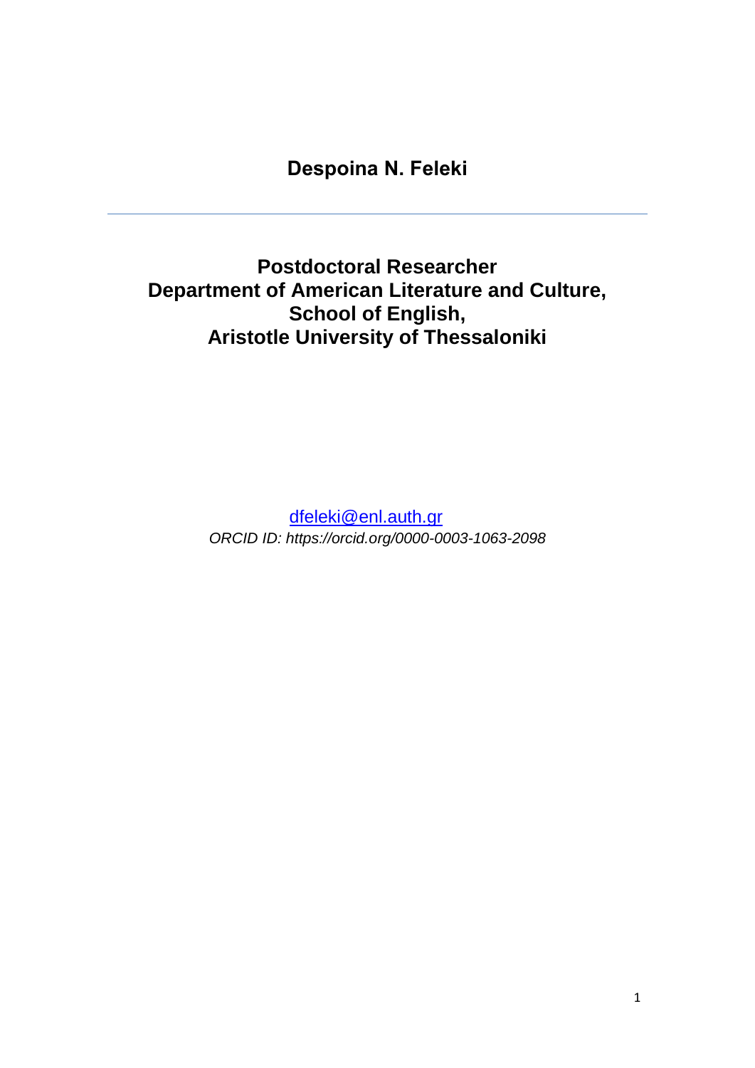# Despoina N. Feleki

---

## Postdoctoral Researcher
## Department of American Literature and Culture,
## School of English,
## Aristotle University of Thessaloniki

dfeleki@enl.auth.gr

*ORCID ID: https://orcid.org/0000-0003-1063-2098*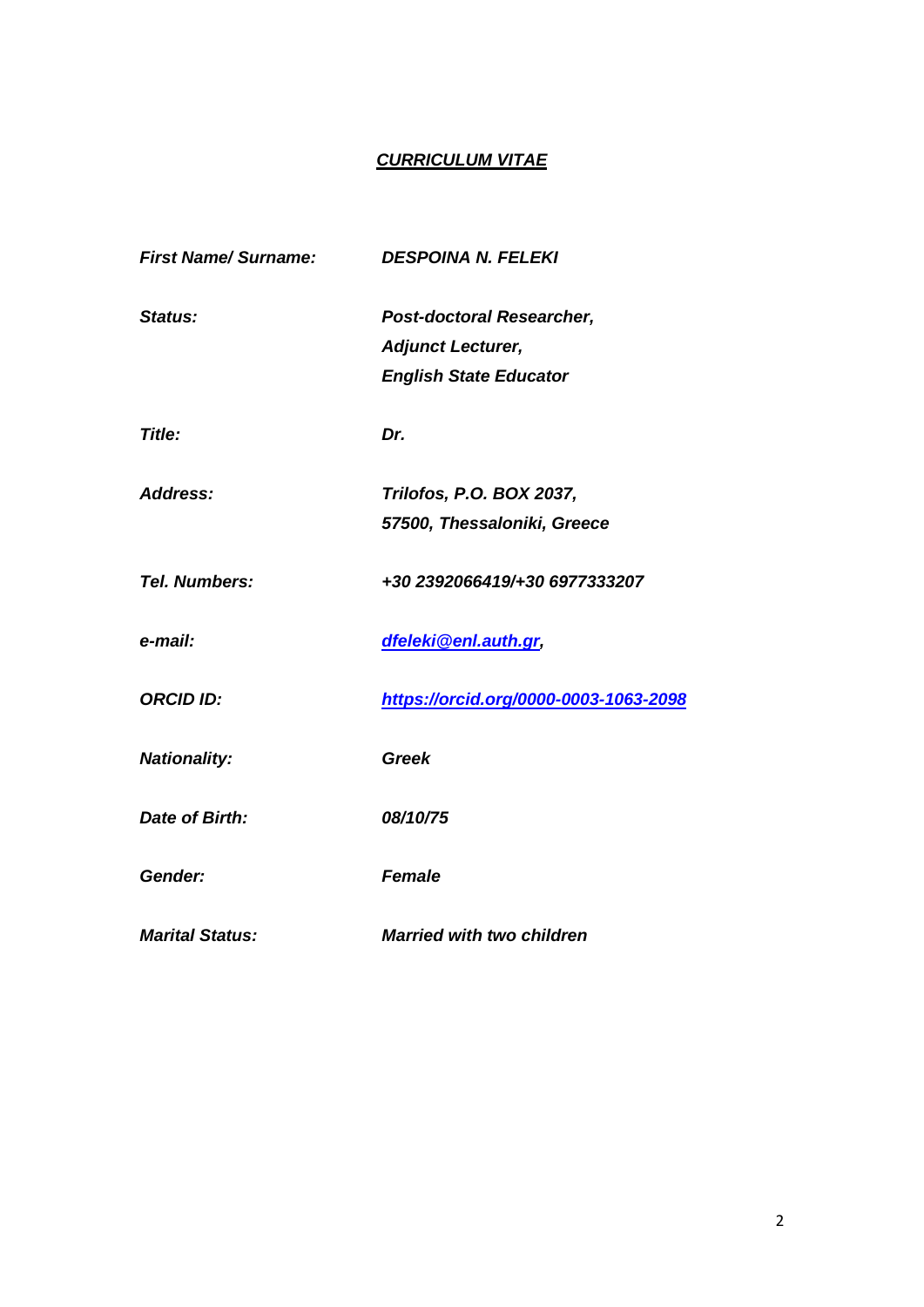# ***CURRICULUM VITAE***

| | |
|---|---|
| ***First Name/ Surname:*** | ***DESPOINA N. FELEKI*** |
| ***Status:*** | ***Post-doctoral Researcher,***<br>***Adjunct Lecturer,***<br>***English State Educator*** |
| ***Title:*** | ***Dr.*** |
| ***Address:*** | ***Trilofos, P.O. BOX 2037,***<br>***57500, Thessaloniki, Greece*** |
| ***Tel. Numbers:*** | ***+30 2392066419/+30 6977333207*** |
| ***e-mail:*** | ***dfeleki@enl.auth.gr,*** |
| ***ORCID ID:*** | ***https://orcid.org/0000-0003-1063-2098*** |
| ***Nationality:*** | ***Greek*** |
| ***Date of Birth:*** | ***08/10/75*** |
| ***Gender:*** | ***Female*** |
| ***Marital Status:*** | ***Married with two children*** |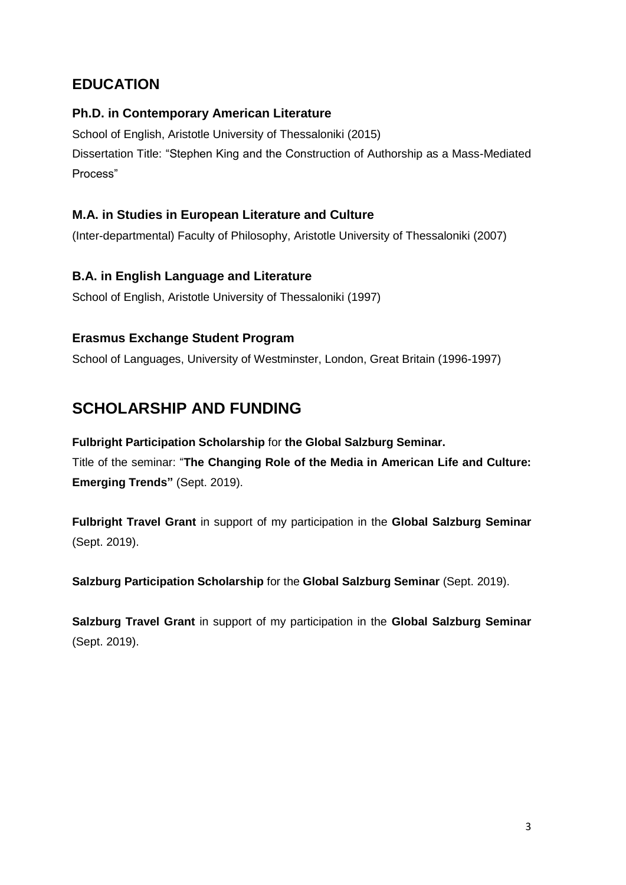## EDUCATION

### Ph.D. in Contemporary American Literature

School of English, Aristotle University of Thessaloniki (2015)
Dissertation Title: "Stephen King and the Construction of Authorship as a Mass-Mediated Process"

### M.A. in Studies in European Literature and Culture

(Inter-departmental) Faculty of Philosophy, Aristotle University of Thessaloniki (2007)

### B.A. in English Language and Literature

School of English, Aristotle University of Thessaloniki (1997)

### Erasmus Exchange Student Program

School of Languages, University of Westminster, London, Great Britain (1996-1997)

## SCHOLARSHIP AND FUNDING

**Fulbright Participation Scholarship** for **the Global Salzburg Seminar.**
Title of the seminar: "**The Changing Role of the Media in American Life and Culture: Emerging Trends"** (Sept. 2019).

**Fulbright Travel Grant** in support of my participation in the **Global Salzburg Seminar** (Sept. 2019).

**Salzburg Participation Scholarship** for the **Global Salzburg Seminar** (Sept. 2019).

**Salzburg Travel Grant** in support of my participation in the **Global Salzburg Seminar** (Sept. 2019).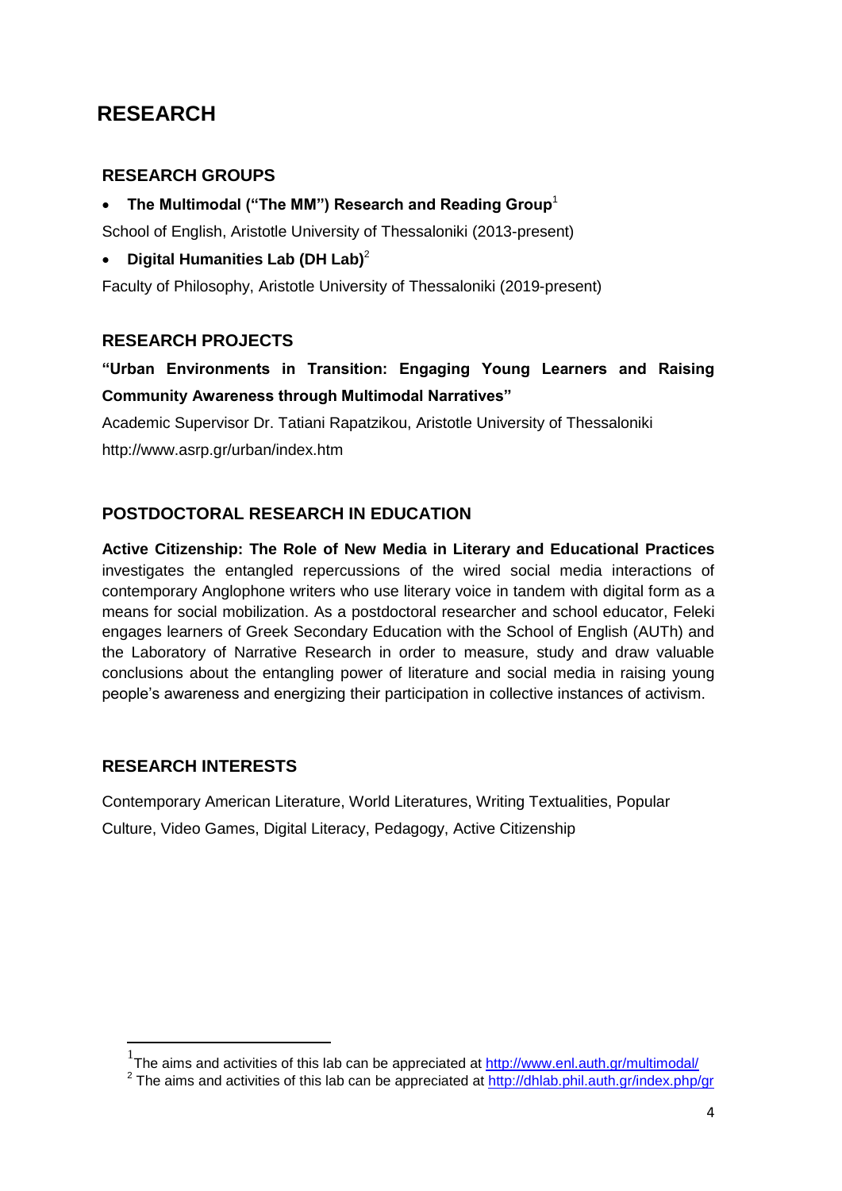# RESEARCH

## RESEARCH GROUPS

- **The Multimodal ("The MM") Research and Reading Group**[1]

School of English, Aristotle University of Thessaloniki (2013-present)

- **Digital Humanities Lab (DH Lab)**[2]

Faculty of Philosophy, Aristotle University of Thessaloniki (2019-present)

## RESEARCH PROJECTS

**"Urban Environments in Transition: Engaging Young Learners and Raising Community Awareness through Multimodal Narratives"**

Academic Supervisor Dr. Tatiani Rapatzikou, Aristotle University of Thessaloniki

http://www.asrp.gr/urban/index.htm

## POSTDOCTORAL RESEARCH IN EDUCATION

**Active Citizenship: The Role of New Media in Literary and Educational Practices** investigates the entangled repercussions of the wired social media interactions of contemporary Anglophone writers who use literary voice in tandem with digital form as a means for social mobilization. As a postdoctoral researcher and school educator, Feleki engages learners of Greek Secondary Education with the School of English (AUTh) and the Laboratory of Narrative Research in order to measure, study and draw valuable conclusions about the entangling power of literature and social media in raising young people's awareness and energizing their participation in collective instances of activism.

## RESEARCH INTERESTS

Contemporary American Literature, World Literatures, Writing Textualities, Popular Culture, Video Games, Digital Literacy, Pedagogy, Active Citizenship

---

[1] The aims and activities of this lab can be appreciated at http://www.enl.auth.gr/multimodal/

[2] The aims and activities of this lab can be appreciated at http://dhlab.phil.auth.gr/index.php/gr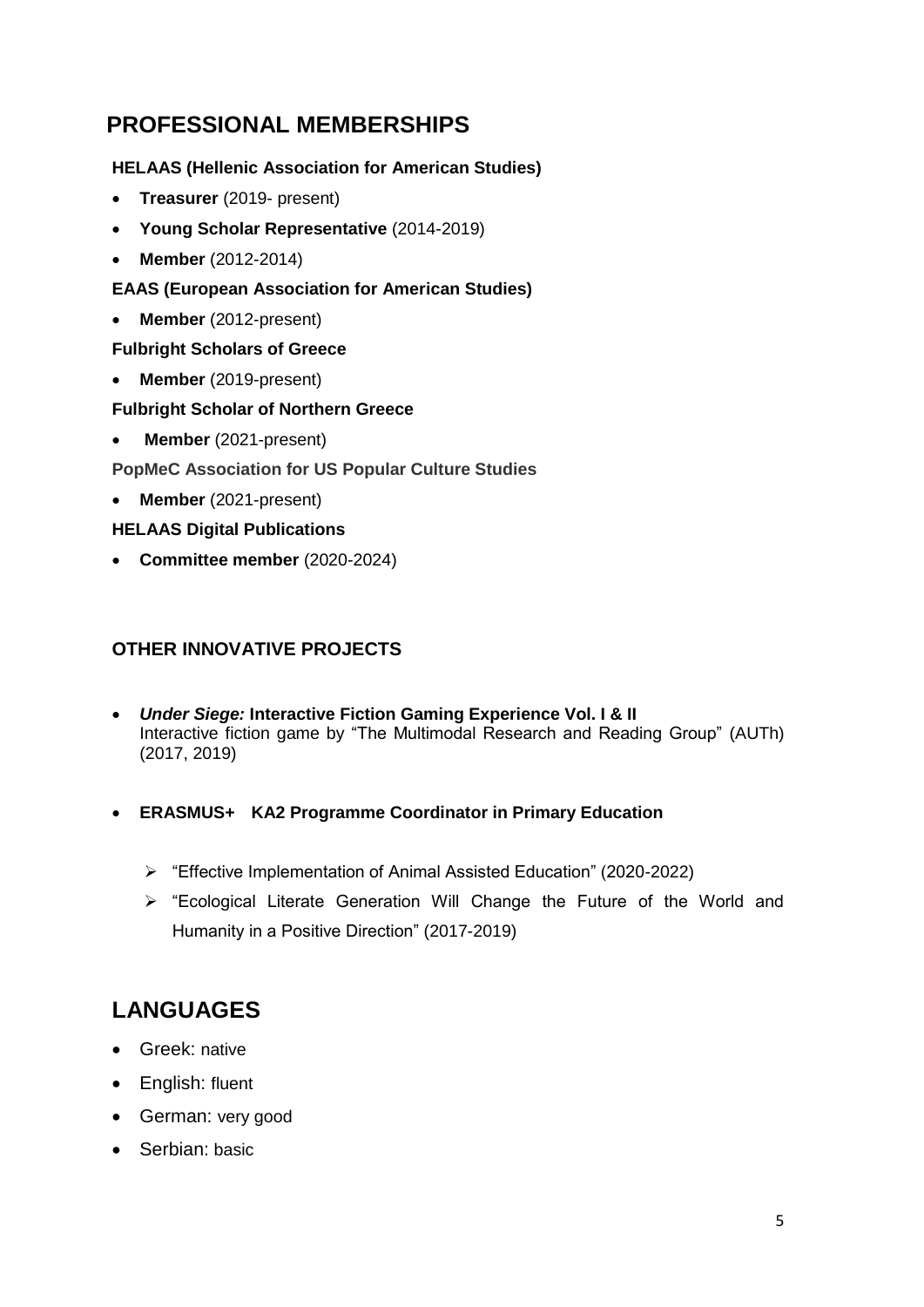## PROFESSIONAL MEMBERSHIPS

**HELAAS (Hellenic Association for American Studies)**

- **Treasurer** (2019- present)
- **Young Scholar Representative** (2014-2019)
- **Member** (2012-2014)

**EAAS (European Association for American Studies)**

- **Member** (2012-present)

**Fulbright Scholars of Greece**

- **Member** (2019-present)

**Fulbright Scholar of Northern Greece**

- **Member** (2021-present)

**PopMeC Association for US Popular Culture Studies**

- **Member** (2021-present)

**HELAAS Digital Publications**

- **Committee member** (2020-2024)

### OTHER INNOVATIVE PROJECTS

- ***Under Siege:* Interactive Fiction Gaming Experience Vol. I & II**
  Interactive fiction game by "The Multimodal Research and Reading Group" (AUTh) (2017, 2019)

- **ERASMUS+ KA2 Programme Coordinator in Primary Education**
  - "Effective Implementation of Animal Assisted Education" (2020-2022)
  - "Ecological Literate Generation Will Change the Future of the World and Humanity in a Positive Direction" (2017-2019)

## LANGUAGES

- Greek: native
- English: fluent
- German: very good
- Serbian: basic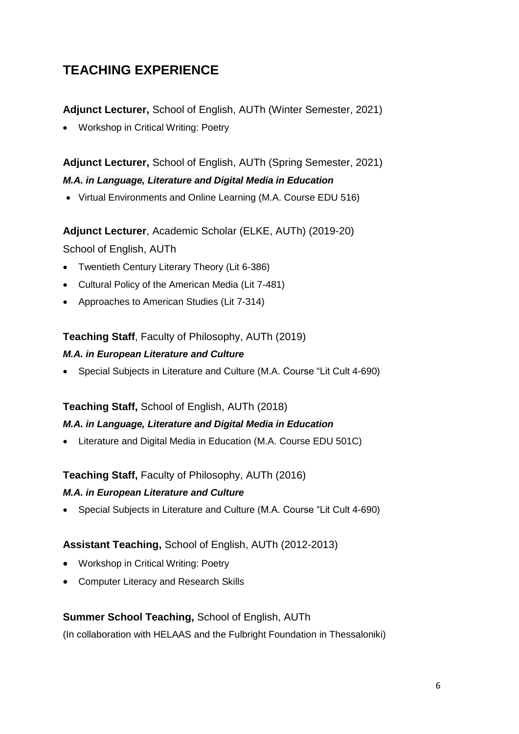## TEACHING EXPERIENCE

**Adjunct Lecturer,** School of English, AUTh (Winter Semester, 2021)

- Workshop in Critical Writing: Poetry

**Adjunct Lecturer,** School of English, AUTh (Spring Semester, 2021)

***M.A. in Language, Literature and Digital Media in Education***

- Virtual Environments and Online Learning (M.A. Course EDU 516)

**Adjunct Lecturer**, Academic Scholar (ELKE, AUTh) (2019-20)

School of English, AUTh

- Twentieth Century Literary Theory (Lit 6-386)
- Cultural Policy of the American Media (Lit 7-481)
- Approaches to American Studies (Lit 7-314)

**Teaching Staff**, Faculty of Philosophy, AUTh (2019)

***M.A. in European Literature and Culture***

- Special Subjects in Literature and Culture (M.A. Course "Lit Cult 4-690)

**Teaching Staff,** School of English, AUTh (2018)

***M.A. in Language, Literature and Digital Media in Education***

- Literature and Digital Media in Education (M.A. Course EDU 501C)

**Teaching Staff,** Faculty of Philosophy, AUTh (2016)

***M.A. in European Literature and Culture***

- Special Subjects in Literature and Culture (M.A. Course "Lit Cult 4-690)

**Assistant Teaching,** School of English, AUTh (2012-2013)

- Workshop in Critical Writing: Poetry
- Computer Literacy and Research Skills

**Summer School Teaching,** School of English, AUTh

(In collaboration with HELAAS and the Fulbright Foundation in Thessaloniki)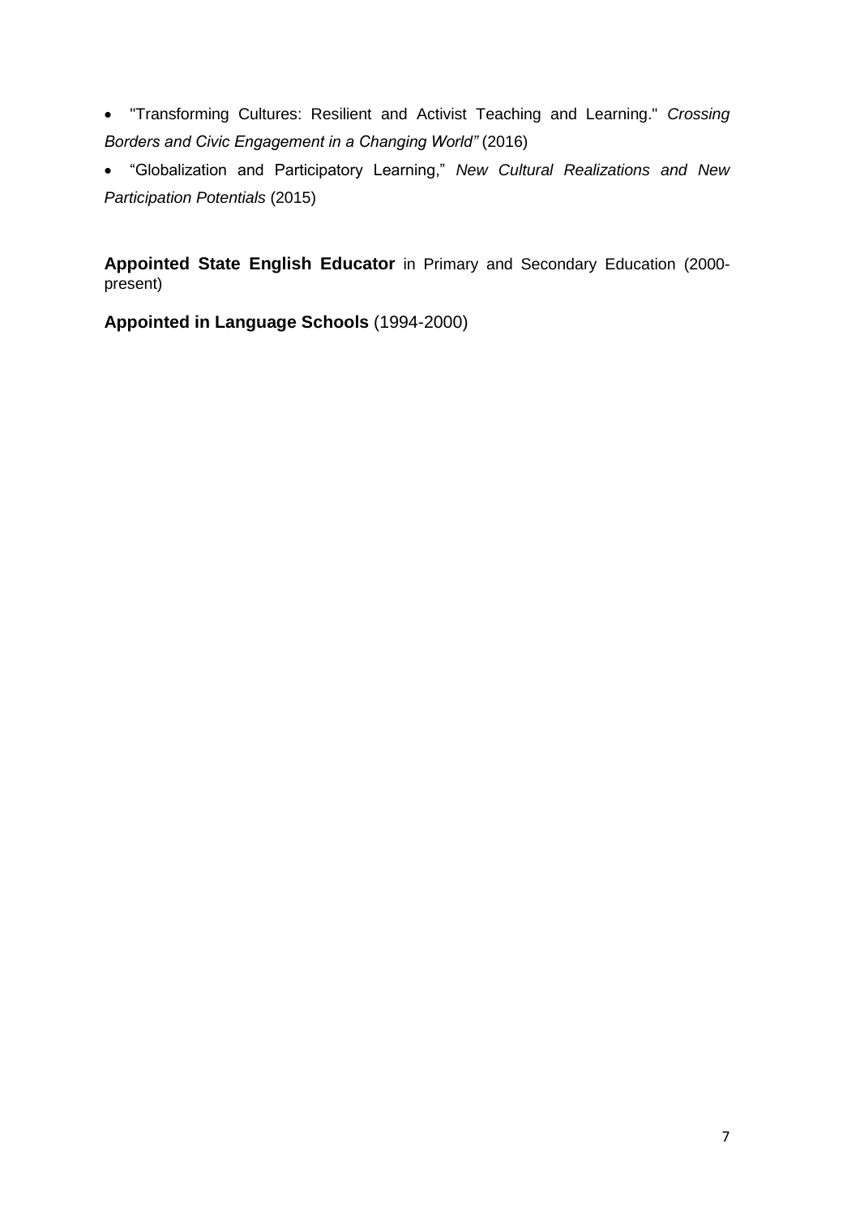- "Transforming Cultures: Resilient and Activist Teaching and Learning." *Crossing Borders and Civic Engagement in a Changing World"* (2016)
- "Globalization and Participatory Learning," *New Cultural Realizations and New Participation Potentials* (2015)

**Appointed State English Educator** in Primary and Secondary Education (2000-present)

**Appointed in Language Schools** (1994-2000)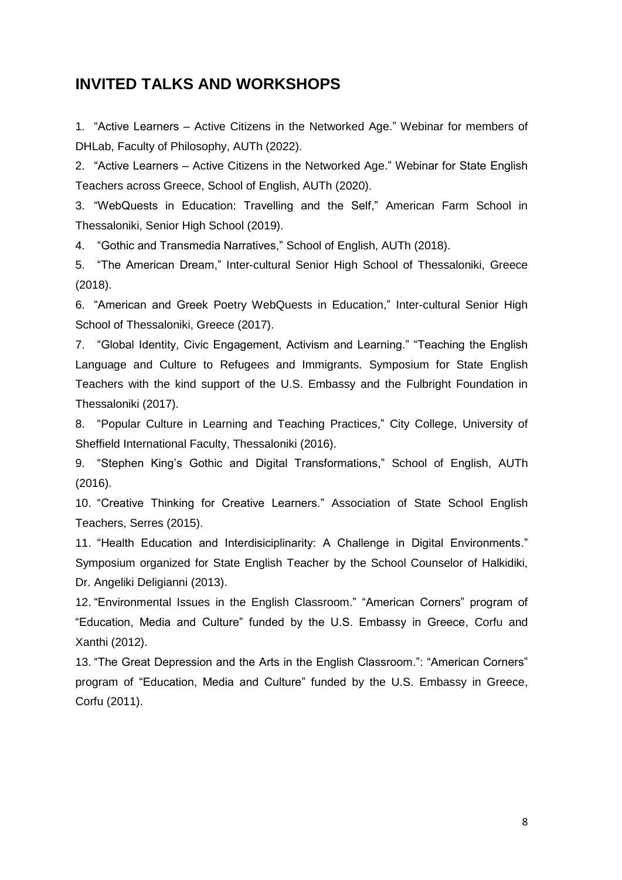## INVITED TALKS AND WORKSHOPS

1. "Active Learners – Active Citizens in the Networked Age." Webinar for members of DHLab, Faculty of Philosophy, AUTh (2022).
2. "Active Learners – Active Citizens in the Networked Age." Webinar for State English Teachers across Greece, School of English, AUTh (2020).
3. "WebQuests in Education: Travelling and the Self," American Farm School in Thessaloniki, Senior High School (2019).
4. "Gothic and Transmedia Narratives," School of English, AUTh (2018).
5. "The American Dream," Inter-cultural Senior High School of Thessaloniki, Greece (2018).
6. "American and Greek Poetry WebQuests in Education," Inter-cultural Senior High School of Thessaloniki, Greece (2017).
7. "Global Identity, Civic Engagement, Activism and Learning." "Teaching the English Language and Culture to Refugees and Immigrants. Symposium for State English Teachers with the kind support of the U.S. Embassy and the Fulbright Foundation in Thessaloniki (2017).
8. "Popular Culture in Learning and Teaching Practices," City College, University of Sheffield International Faculty, Thessaloniki (2016).
9. "Stephen King's Gothic and Digital Transformations," School of English, AUTh (2016).
10. "Creative Thinking for Creative Learners." Association of State School English Teachers, Serres (2015).
11. "Health Education and Interdisiciplinarity: A Challenge in Digital Environments." Symposium organized for State English Teacher by the School Counselor of Halkidiki, Dr. Angeliki Deligianni (2013).
12. "Environmental Issues in the English Classroom." "American Corners" program of "Education, Media and Culture" funded by the U.S. Embassy in Greece, Corfu and Xanthi (2012).
13. "The Great Depression and the Arts in the English Classroom.": "American Corners" program of "Education, Media and Culture" funded by the U.S. Embassy in Greece, Corfu (2011).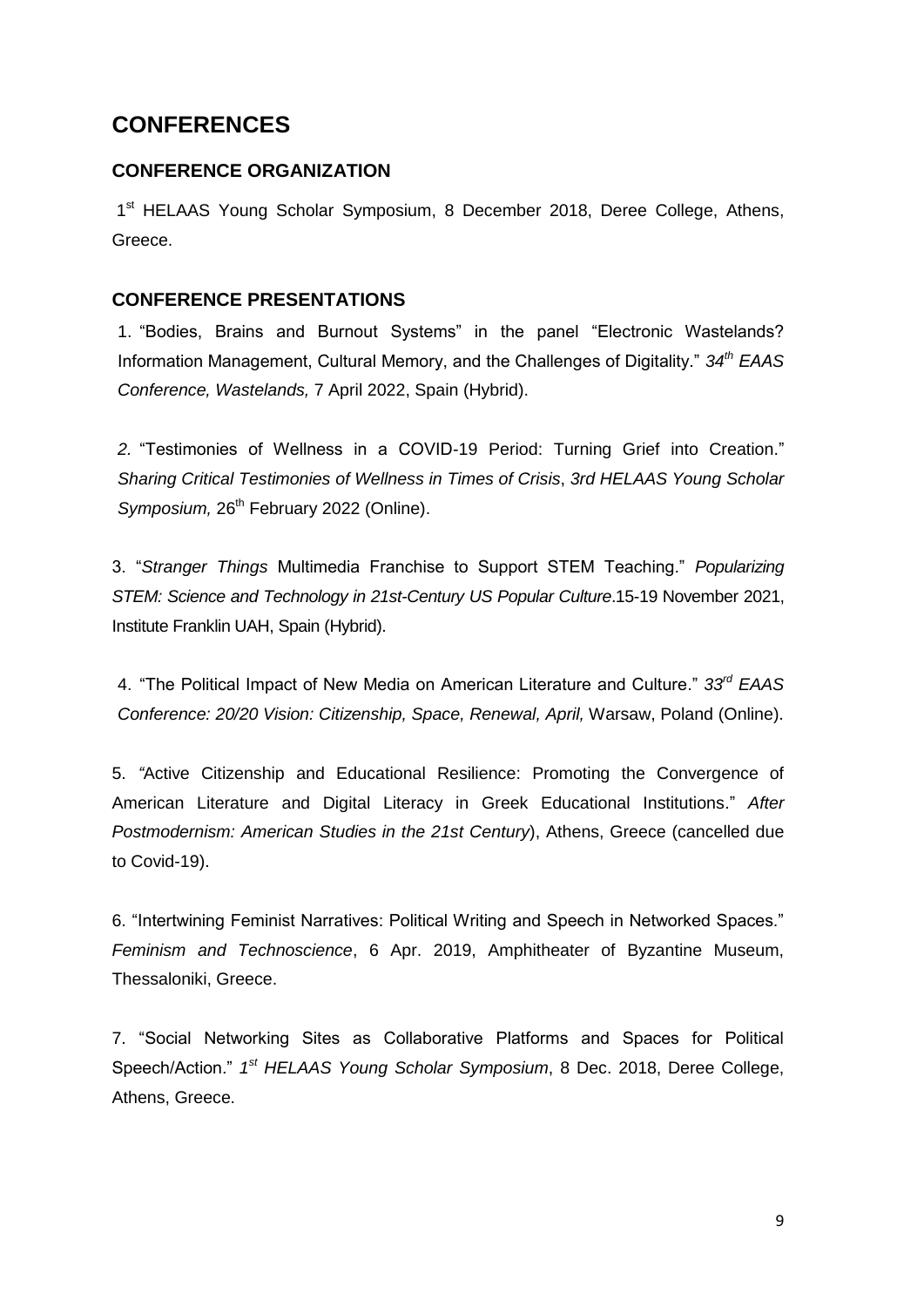# CONFERENCES

## CONFERENCE ORGANIZATION

1st HELAAS Young Scholar Symposium, 8 December 2018, Deree College, Athens, Greece.

## CONFERENCE PRESENTATIONS

1. "Bodies, Brains and Burnout Systems" in the panel "Electronic Wastelands? Information Management, Cultural Memory, and the Challenges of Digitality." *34th EAAS Conference, Wastelands,* 7 April 2022, Spain (Hybrid).

2. "Testimonies of Wellness in a COVID-19 Period: Turning Grief into Creation." *Sharing Critical Testimonies of Wellness in Times of Crisis*, *3rd HELAAS Young Scholar Symposium,* 26th February 2022 (Online).

3. "*Stranger Things* Multimedia Franchise to Support STEM Teaching." *Popularizing STEM: Science and Technology in 21st-Century US Popular Culture*.15-19 November 2021, Institute Franklin UAH, Spain (Hybrid).

4. "The Political Impact of New Media on American Literature and Culture." *33rd EAAS Conference: 20/20 Vision: Citizenship, Space, Renewal, April,* Warsaw, Poland (Online).

5. "Active Citizenship and Educational Resilience: Promoting the Convergence of American Literature and Digital Literacy in Greek Educational Institutions." *After Postmodernism: American Studies in the 21st Century*), Athens, Greece (cancelled due to Covid-19).

6. "Intertwining Feminist Narratives: Political Writing and Speech in Networked Spaces." *Feminism and Technoscience*, 6 Apr. 2019, Amphitheater of Byzantine Museum, Thessaloniki, Greece.

7. "Social Networking Sites as Collaborative Platforms and Spaces for Political Speech/Action." *1st HELAAS Young Scholar Symposium*, 8 Dec. 2018, Deree College, Athens, Greece.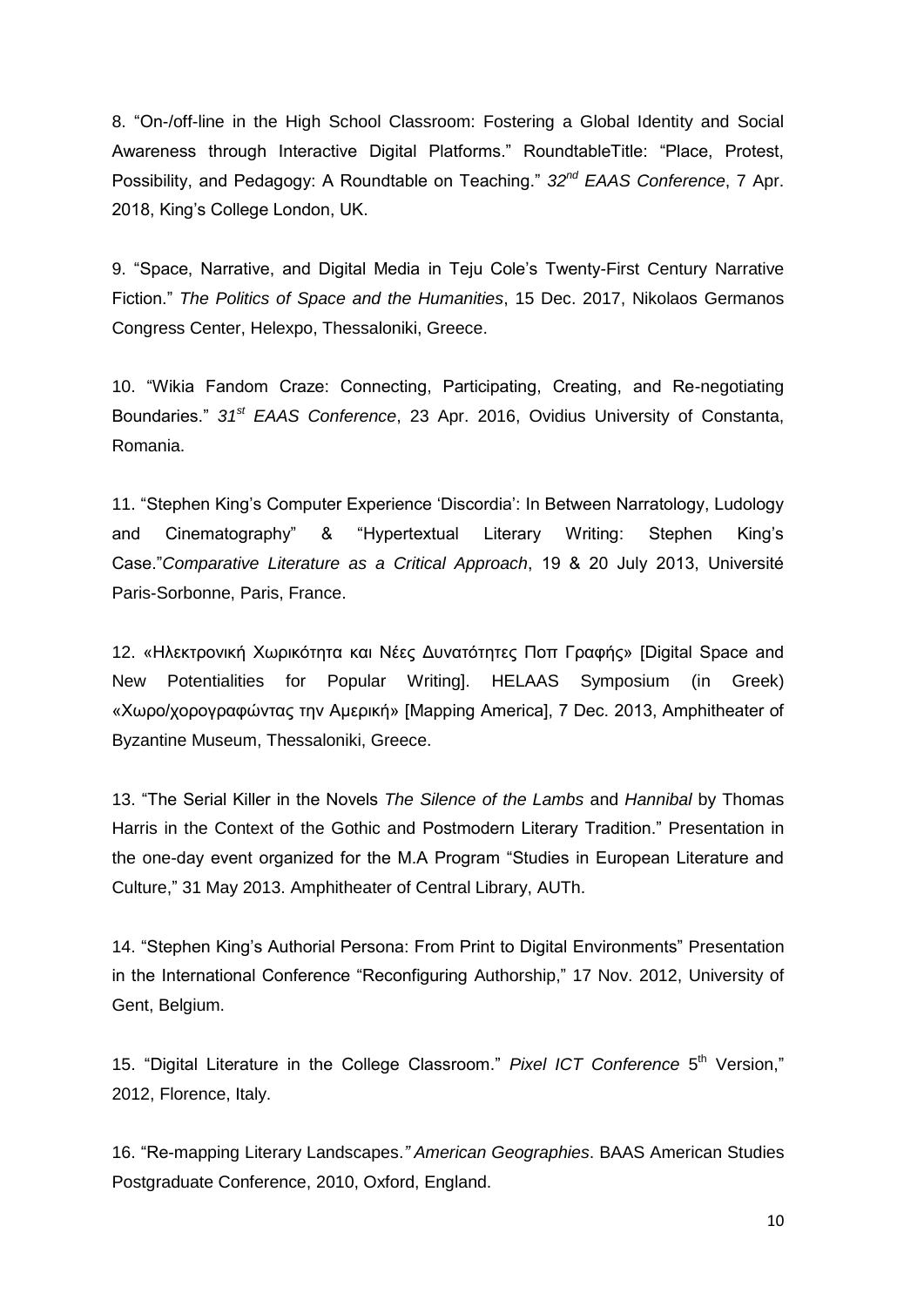8. "On-/off-line in the High School Classroom: Fostering a Global Identity and Social Awareness through Interactive Digital Platforms." RoundtableTitle: "Place, Protest, Possibility, and Pedagogy: A Roundtable on Teaching." *32nd EAAS Conference*, 7 Apr. 2018, King's College London, UK.

9. "Space, Narrative, and Digital Media in Teju Cole's Twenty-First Century Narrative Fiction." *The Politics of Space and the Humanities*, 15 Dec. 2017, Nikolaos Germanos Congress Center, Helexpo, Thessaloniki, Greece.

10. "Wikia Fandom Craze: Connecting, Participating, Creating, and Re-negotiating Boundaries." *31st EAAS Conference*, 23 Apr. 2016, Ovidius University of Constanta, Romania.

11. "Stephen King's Computer Experience 'Discordia': In Between Narratology, Ludology and Cinematography" & "Hypertextual Literary Writing: Stephen King's Case."*Comparative Literature as a Critical Approach*, 19 & 20 July 2013, Université Paris-Sorbonne, Paris, France.

12. «Ηλεκτρονική Χωρικότητα και Νέες Δυνατότητες Ποπ Γραφής» [Digital Space and New Potentialities for Popular Writing]. HELAAS Symposium (in Greek) «Χωρο/χορογραφώντας την Αμερική» [Mapping America], 7 Dec. 2013, Amphitheater of Byzantine Museum, Thessaloniki, Greece.

13. "The Serial Killer in the Novels *The Silence of the Lambs* and *Hannibal* by Thomas Harris in the Context of the Gothic and Postmodern Literary Tradition." Presentation in the one-day event organized for the M.A Program "Studies in European Literature and Culture," 31 May 2013. Amphitheater of Central Library, AUTh.

14. "Stephen King's Authorial Persona: From Print to Digital Environments" Presentation in the International Conference "Reconfiguring Authorship," 17 Nov. 2012, University of Gent, Belgium.

15. "Digital Literature in the College Classroom." *Pixel ICT Conference* 5th Version," 2012, Florence, Italy.

16. "Re-mapping Literary Landscapes.*" American Geographies*. BAAS American Studies Postgraduate Conference, 2010, Oxford, England.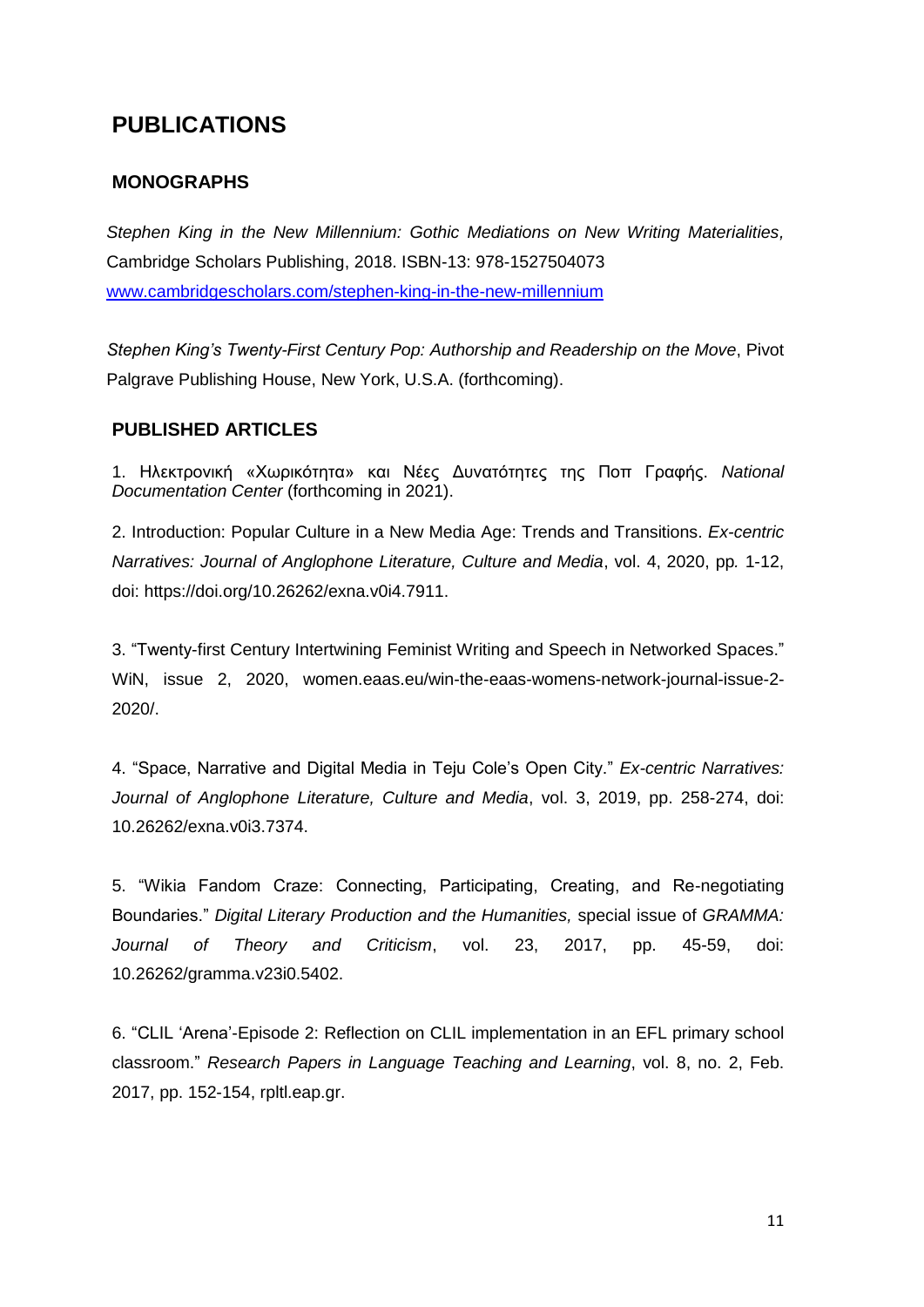# PUBLICATIONS

## MONOGRAPHS

*Stephen King in the New Millennium: Gothic Mediations on New Writing Materialities,* Cambridge Scholars Publishing, 2018. ISBN-13: 978-1527504073
[www.cambridgescholars.com/stephen-king-in-the-new-millennium](http://www.cambridgescholars.com/stephen-king-in-the-new-millennium)

*Stephen King's Twenty-First Century Pop: Authorship and Readership on the Move*, Pivot Palgrave Publishing House, New York, U.S.A. (forthcoming).

## PUBLISHED ARTICLES

1. Ηλεκτρονική «Χωρικότητα» και Νέες Δυνατότητες της Ποπ Γραφής. *National Documentation Center* (forthcoming in 2021).

2. Introduction: Popular Culture in a New Media Age: Trends and Transitions. *Ex-centric Narratives: Journal of Anglophone Literature, Culture and Media*, vol. 4, 2020, pp. 1-12, doi: https://doi.org/10.26262/exna.v0i4.7911.

3. "Twenty-first Century Intertwining Feminist Writing and Speech in Networked Spaces." WiN, issue 2, 2020, women.eaas.eu/win-the-eaas-womens-network-journal-issue-2-2020/.

4. "Space, Narrative and Digital Media in Teju Cole's Open City." *Ex-centric Narratives: Journal of Anglophone Literature, Culture and Media*, vol. 3, 2019, pp. 258-274, doi: 10.26262/exna.v0i3.7374.

5. "Wikia Fandom Craze: Connecting, Participating, Creating, and Re-negotiating Boundaries." *Digital Literary Production and the Humanities,* special issue of *GRAMMA: Journal of Theory and Criticism*, vol. 23, 2017, pp. 45-59, doi: 10.26262/gramma.v23i0.5402.

6. "CLIL 'Arena'-Episode 2: Reflection on CLIL implementation in an EFL primary school classroom." *Research Papers in Language Teaching and Learning*, vol. 8, no. 2, Feb. 2017, pp. 152-154, rpltl.eap.gr.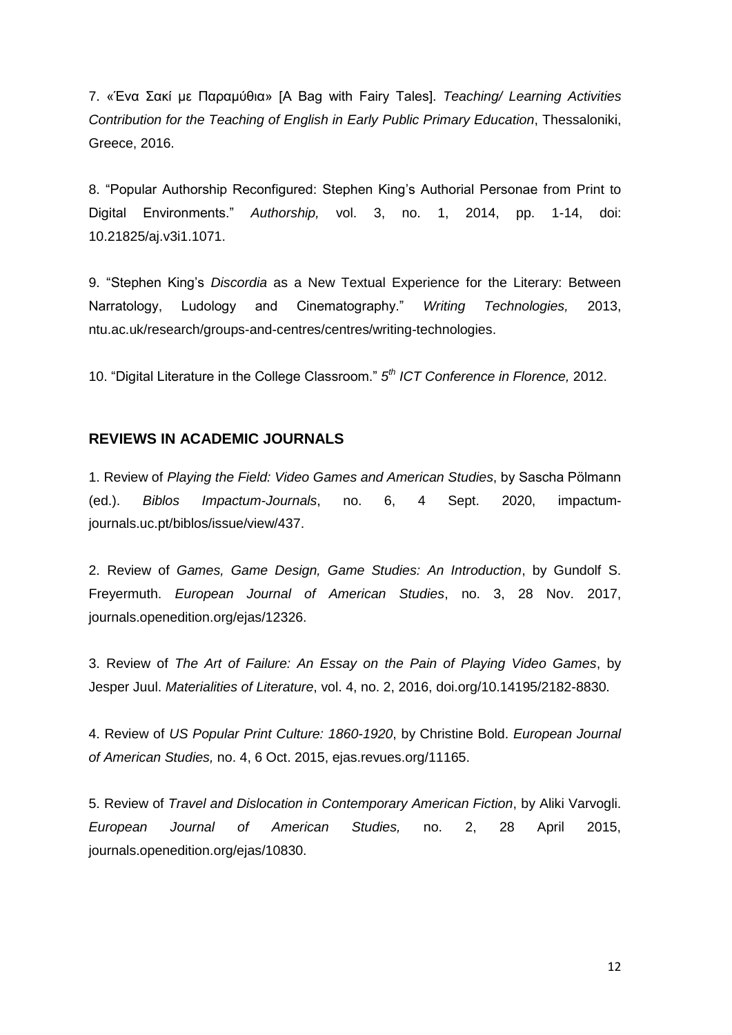7. «Ένα Σακί με Παραμύθια» [A Bag with Fairy Tales]. *Teaching/ Learning Activities Contribution for the Teaching of English in Early Public Primary Education*, Thessaloniki, Greece, 2016.

8. "Popular Authorship Reconfigured: Stephen King's Authorial Personae from Print to Digital Environments." *Authorship,* vol. 3, no. 1, 2014, pp. 1-14, doi: 10.21825/aj.v3i1.1071.

9. "Stephen King's *Discordia* as a New Textual Experience for the Literary: Between Narratology, Ludology and Cinematography." *Writing Technologies,* 2013, ntu.ac.uk/research/groups-and-centres/centres/writing-technologies.

10. "Digital Literature in the College Classroom." *5th ICT Conference in Florence,* 2012.

## REVIEWS IN ACADEMIC JOURNALS

1. Review of *Playing the Field: Video Games and American Studies*, by Sascha Pölmann (ed.). *Biblos Impactum-Journals*, no. 6, 4 Sept. 2020, impactum-journals.uc.pt/biblos/issue/view/437.

2. Review of *Games, Game Design, Game Studies: An Introduction*, by Gundolf S. Freyermuth. *European Journal of American Studies*, no. 3, 28 Nov. 2017, journals.openedition.org/ejas/12326.

3. Review of *The Art of Failure: An Essay on the Pain of Playing Video Games*, by Jesper Juul. *Materialities of Literature*, vol. 4, no. 2, 2016, doi.org/10.14195/2182-8830.

4. Review of *US Popular Print Culture: 1860-1920*, by Christine Bold. *European Journal of American Studies,* no. 4, 6 Oct. 2015, ejas.revues.org/11165.

5. Review of *Travel and Dislocation in Contemporary American Fiction*, by Aliki Varvogli. *European Journal of American Studies,* no. 2, 28 April 2015, journals.openedition.org/ejas/10830.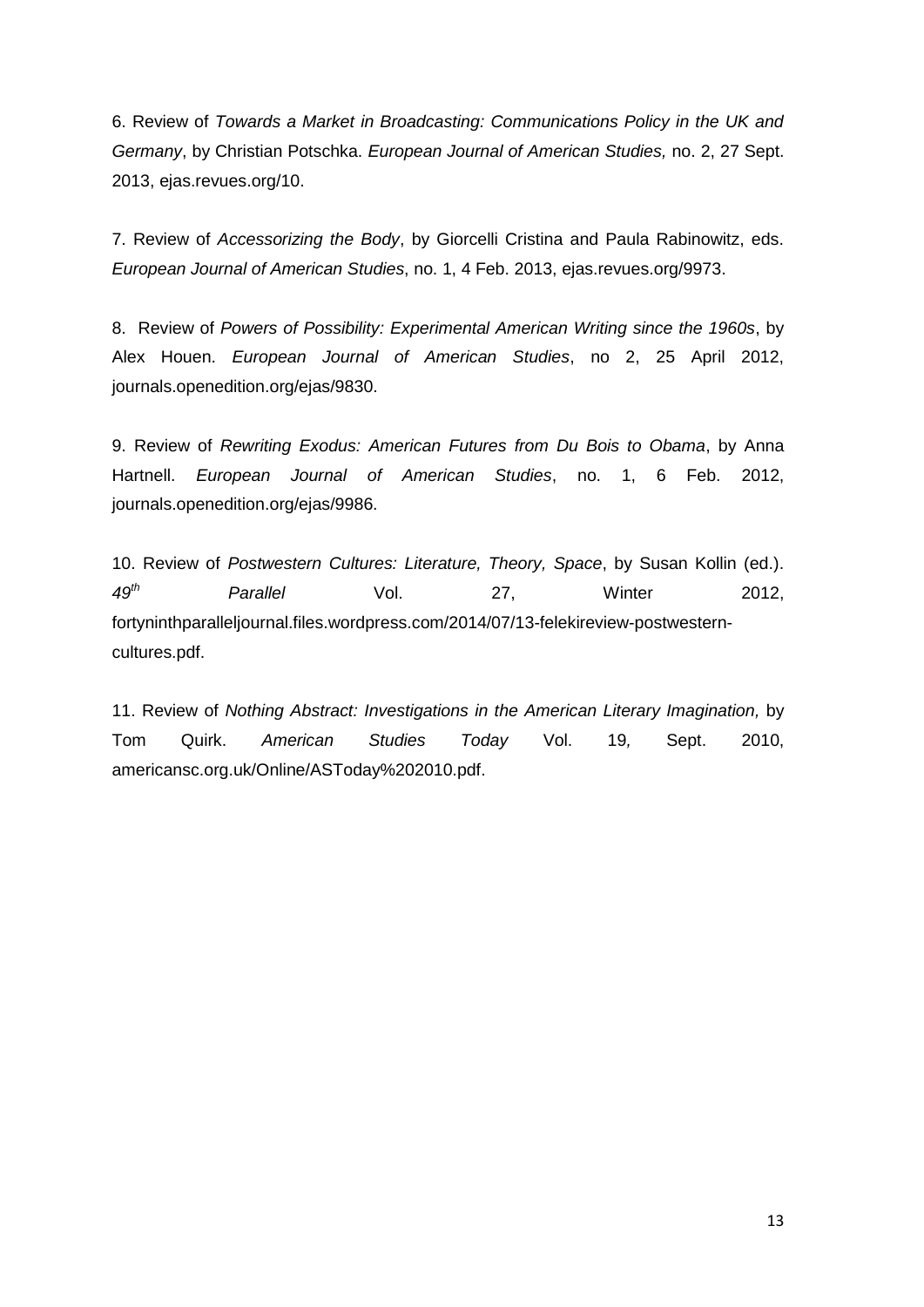6. Review of *Towards a Market in Broadcasting: Communications Policy in the UK and Germany*, by Christian Potschka. *European Journal of American Studies,* no. 2, 27 Sept. 2013, ejas.revues.org/10.

7. Review of *Accessorizing the Body*, by Giorcelli Cristina and Paula Rabinowitz, eds. *European Journal of American Studies*, no. 1, 4 Feb. 2013, ejas.revues.org/9973.

8. Review of *Powers of Possibility: Experimental American Writing since the 1960s*, by Alex Houen. *European Journal of American Studies*, no 2, 25 April 2012, journals.openedition.org/ejas/9830.

9. Review of *Rewriting Exodus: American Futures from Du Bois to Obama*, by Anna Hartnell. *European Journal of American Studies*, no. 1, 6 Feb. 2012, journals.openedition.org/ejas/9986.

10. Review of *Postwestern Cultures: Literature, Theory, Space*, by Susan Kollin (ed.). *49th Parallel* Vol. 27, Winter 2012, fortyninthparalleljournal.files.wordpress.com/2014/07/13-felekireview-postwestern-cultures.pdf.

11. Review of *Nothing Abstract: Investigations in the American Literary Imagination,* by Tom Quirk. *American Studies Today* Vol. 19, Sept. 2010, americansc.org.uk/Online/ASToday%202010.pdf.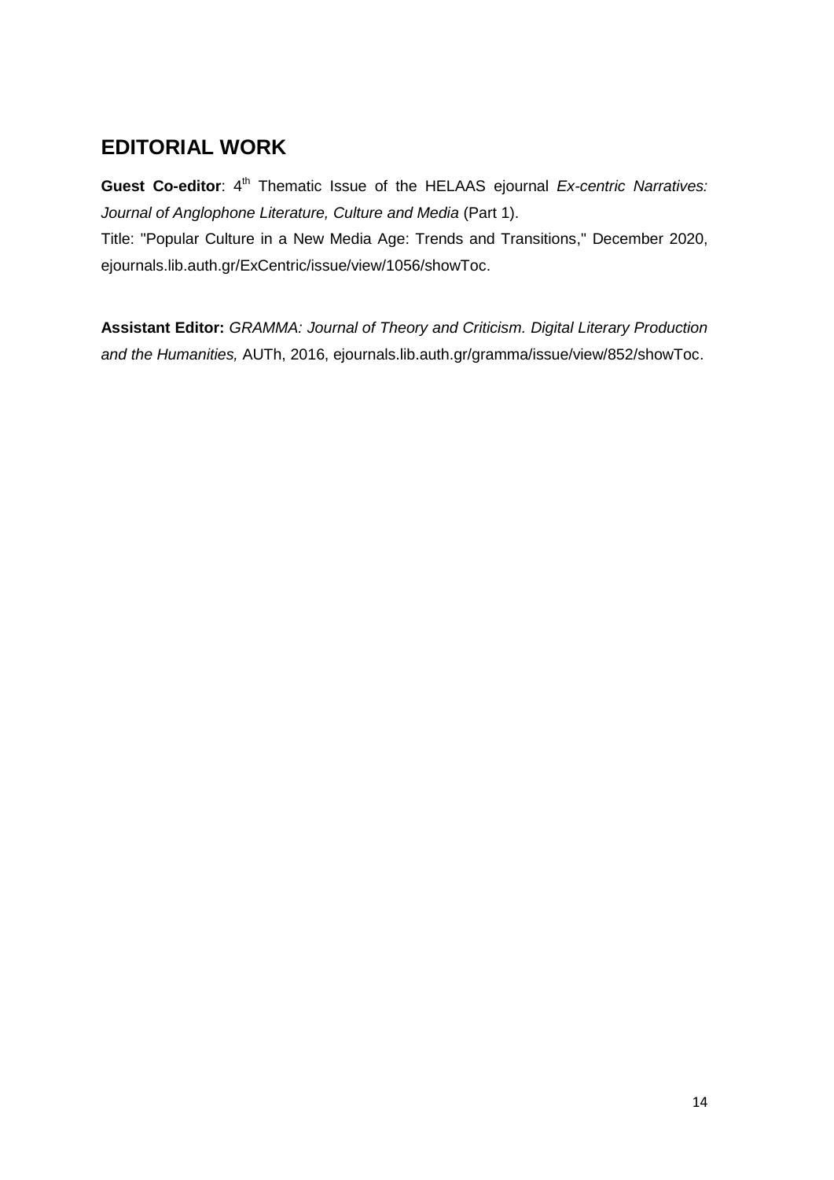## EDITORIAL WORK

**Guest Co-editor**: 4th Thematic Issue of the HELAAS ejournal *Ex-centric Narratives: Journal of Anglophone Literature, Culture and Media* (Part 1).
Title: "Popular Culture in a New Media Age: Trends and Transitions," December 2020, ejournals.lib.auth.gr/ExCentric/issue/view/1056/showToc.

**Assistant Editor:** *GRAMMA: Journal of Theory and Criticism. Digital Literary Production and the Humanities,* AUTh, 2016, ejournals.lib.auth.gr/gramma/issue/view/852/showToc.